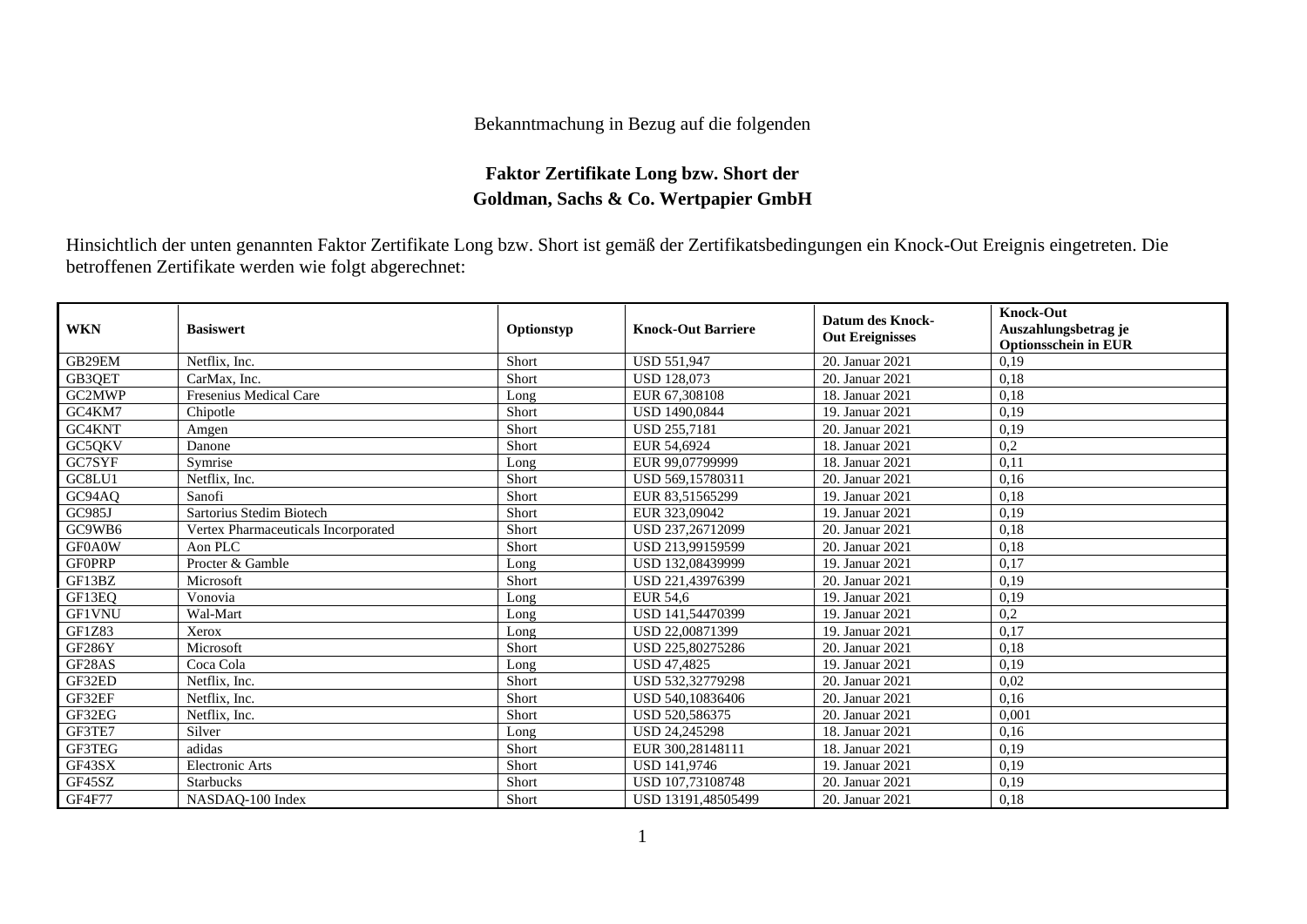Bekanntmachung in Bezug auf die folgenden

**Faktor Zertifikate Long bzw. Short der Goldman, Sachs & Co. Wertpapier GmbH**

Hinsichtlich der unten genannten Faktor Zertifikate Long bzw. Short ist gemäß der Zertifikatsbedingungen ein Knock-Out Ereignis eingetreten. Die betroffenen Zertifikate werden wie folgt abgerechnet:

| WKN | Basiswert | Optionstyp | Knock-Out Barriere | Datum des Knock-Out Ereignisses | Knock-Out Auszahlungsbetrag je Optionsschein in EUR |
|---|---|---|---|---|---|
| GB29EM | Netflix, Inc. | Short | USD 551,947 | 20. Januar 2021 | 0,19 |
| GB3QET | CarMax, Inc. | Short | USD 128,073 | 20. Januar 2021 | 0,18 |
| GC2MWP | Fresenius Medical Care | Long | EUR 67,308108 | 18. Januar 2021 | 0,18 |
| GC4KM7 | Chipotle | Short | USD 1490,0844 | 19. Januar 2021 | 0,19 |
| GC4KNT | Amgen | Short | USD 255,7181 | 20. Januar 2021 | 0,19 |
| GC5QKV | Danone | Short | EUR 54,6924 | 18. Januar 2021 | 0,2 |
| GC7SYF | Symrise | Long | EUR 99,07799999 | 18. Januar 2021 | 0,11 |
| GC8LU1 | Netflix, Inc. | Short | USD 569,15780311 | 20. Januar 2021 | 0,16 |
| GC94AQ | Sanofi | Short | EUR 83,51565299 | 19. Januar 2021 | 0,18 |
| GC985J | Sartorius Stedim Biotech | Short | EUR 323,09042 | 19. Januar 2021 | 0,19 |
| GC9WB6 | Vertex Pharmaceuticals Incorporated | Short | USD 237,26712099 | 20. Januar 2021 | 0,18 |
| GF0A0W | Aon PLC | Short | USD 213,99159599 | 20. Januar 2021 | 0,18 |
| GF0PRP | Procter & Gamble | Long | USD 132,08439999 | 19. Januar 2021 | 0,17 |
| GF13BZ | Microsoft | Short | USD 221,43976399 | 20. Januar 2021 | 0,19 |
| GF13EQ | Vonovia | Long | EUR 54,6 | 19. Januar 2021 | 0,19 |
| GF1VNU | Wal-Mart | Long | USD 141,54470399 | 19. Januar 2021 | 0,2 |
| GF1Z83 | Xerox | Long | USD 22,00871399 | 19. Januar 2021 | 0,17 |
| GF286Y | Microsoft | Short | USD 225,80275286 | 20. Januar 2021 | 0,18 |
| GF28AS | Coca Cola | Long | USD 47,4825 | 19. Januar 2021 | 0,19 |
| GF32ED | Netflix, Inc. | Short | USD 532,32779298 | 20. Januar 2021 | 0,02 |
| GF32EF | Netflix, Inc. | Short | USD 540,10836406 | 20. Januar 2021 | 0,16 |
| GF32EG | Netflix, Inc. | Short | USD 520,586375 | 20. Januar 2021 | 0,001 |
| GF3TE7 | Silver | Long | USD 24,245298 | 18. Januar 2021 | 0,16 |
| GF3TEG | adidas | Short | EUR 300,28148111 | 18. Januar 2021 | 0,19 |
| GF43SX | Electronic Arts | Short | USD 141,9746 | 19. Januar 2021 | 0,19 |
| GF45SZ | Starbucks | Short | USD 107,73108748 | 20. Januar 2021 | 0,19 |
| GF4F77 | NASDAQ-100 Index | Short | USD 13191,48505499 | 20. Januar 2021 | 0,18 |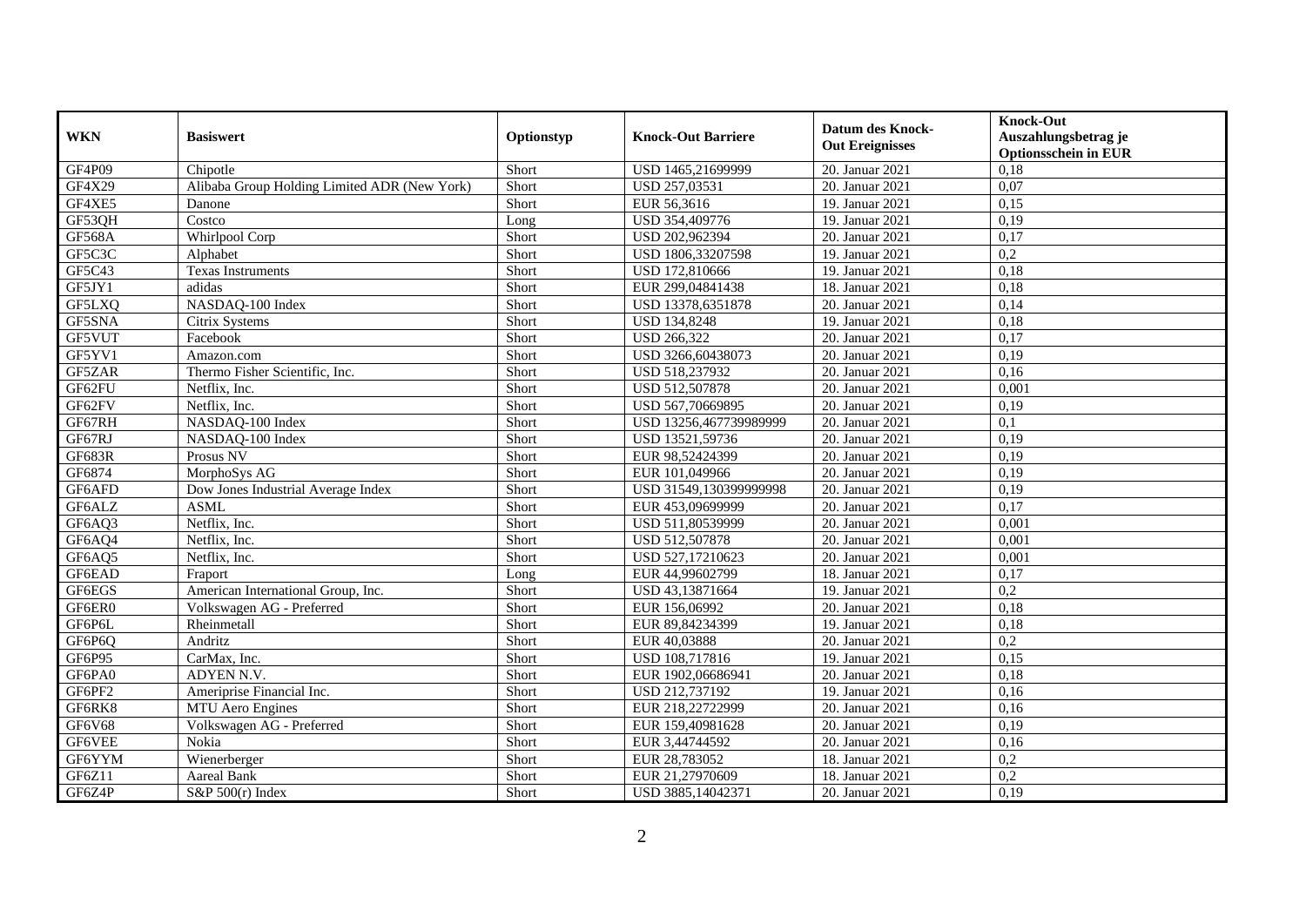| WKN | Basiswert | Optionstyp | Knock-Out Barriere | Datum des Knock-Out Ereignisses | Knock-Out Auszahlungsbetrag je Optionsschein in EUR |
|---|---|---|---|---|---|
| GF4P09 | Chipotle | Short | USD 1465,21699999 | 20. Januar 2021 | 0,18 |
| GF4X29 | Alibaba Group Holding Limited ADR (New York) | Short | USD 257,03531 | 20. Januar 2021 | 0,07 |
| GF4XE5 | Danone | Short | EUR 56,3616 | 19. Januar 2021 | 0,15 |
| GF53QH | Costco | Long | USD 354,409776 | 19. Januar 2021 | 0,19 |
| GF568A | Whirlpool Corp | Short | USD 202,962394 | 20. Januar 2021 | 0,17 |
| GF5C3C | Alphabet | Short | USD 1806,33207598 | 19. Januar 2021 | 0,2 |
| GF5C43 | Texas Instruments | Short | USD 172,810666 | 19. Januar 2021 | 0,18 |
| GF5JY1 | adidas | Short | EUR 299,04841438 | 18. Januar 2021 | 0,18 |
| GF5LXQ | NASDAQ-100 Index | Short | USD 13378,6351878 | 20. Januar 2021 | 0,14 |
| GF5SNA | Citrix Systems | Short | USD 134,8248 | 19. Januar 2021 | 0,18 |
| GF5VUT | Facebook | Short | USD 266,322 | 20. Januar 2021 | 0,17 |
| GF5YV1 | Amazon.com | Short | USD 3266,60438073 | 20. Januar 2021 | 0,19 |
| GF5ZAR | Thermo Fisher Scientific, Inc. | Short | USD 518,237932 | 20. Januar 2021 | 0,16 |
| GF62FU | Netflix, Inc. | Short | USD 512,507878 | 20. Januar 2021 | 0,001 |
| GF62FV | Netflix, Inc. | Short | USD 567,70669895 | 20. Januar 2021 | 0,19 |
| GF67RH | NASDAQ-100 Index | Short | USD 13256,467739989999 | 20. Januar 2021 | 0,1 |
| GF67RJ | NASDAQ-100 Index | Short | USD 13521,59736 | 20. Januar 2021 | 0,19 |
| GF683R | Prosus NV | Short | EUR 98,52424399 | 20. Januar 2021 | 0,19 |
| GF6874 | MorphoSys AG | Short | EUR 101,049966 | 20. Januar 2021 | 0,19 |
| GF6AFD | Dow Jones Industrial Average Index | Short | USD 31549,130399999998 | 20. Januar 2021 | 0,19 |
| GF6ALZ | ASML | Short | EUR 453,09699999 | 20. Januar 2021 | 0,17 |
| GF6AQ3 | Netflix, Inc. | Short | USD 511,80539999 | 20. Januar 2021 | 0,001 |
| GF6AQ4 | Netflix, Inc. | Short | USD 512,507878 | 20. Januar 2021 | 0,001 |
| GF6AQ5 | Netflix, Inc. | Short | USD 527,17210623 | 20. Januar 2021 | 0,001 |
| GF6EAD | Fraport | Long | EUR 44,99602799 | 18. Januar 2021 | 0,17 |
| GF6EGS | American International Group, Inc. | Short | USD 43,13871664 | 19. Januar 2021 | 0,2 |
| GF6ER0 | Volkswagen AG - Preferred | Short | EUR 156,06992 | 20. Januar 2021 | 0,18 |
| GF6P6L | Rheinmetall | Short | EUR 89,84234399 | 19. Januar 2021 | 0,18 |
| GF6P6Q | Andritz | Short | EUR 40,03888 | 20. Januar 2021 | 0,2 |
| GF6P95 | CarMax, Inc. | Short | USD 108,717816 | 19. Januar 2021 | 0,15 |
| GF6PA0 | ADYEN N.V. | Short | EUR 1902,06686941 | 20. Januar 2021 | 0,18 |
| GF6PF2 | Ameriprise Financial Inc. | Short | USD 212,737192 | 19. Januar 2021 | 0,16 |
| GF6RK8 | MTU Aero Engines | Short | EUR 218,22722999 | 20. Januar 2021 | 0,16 |
| GF6V68 | Volkswagen AG - Preferred | Short | EUR 159,40981628 | 20. Januar 2021 | 0,19 |
| GF6VEE | Nokia | Short | EUR 3,44744592 | 20. Januar 2021 | 0,16 |
| GF6YYM | Wienerberger | Short | EUR 28,783052 | 18. Januar 2021 | 0,2 |
| GF6Z11 | Aareal Bank | Short | EUR 21,27970609 | 18. Januar 2021 | 0,2 |
| GF6Z4P | S&P 500(r) Index | Short | USD 3885,14042371 | 20. Januar 2021 | 0,19 |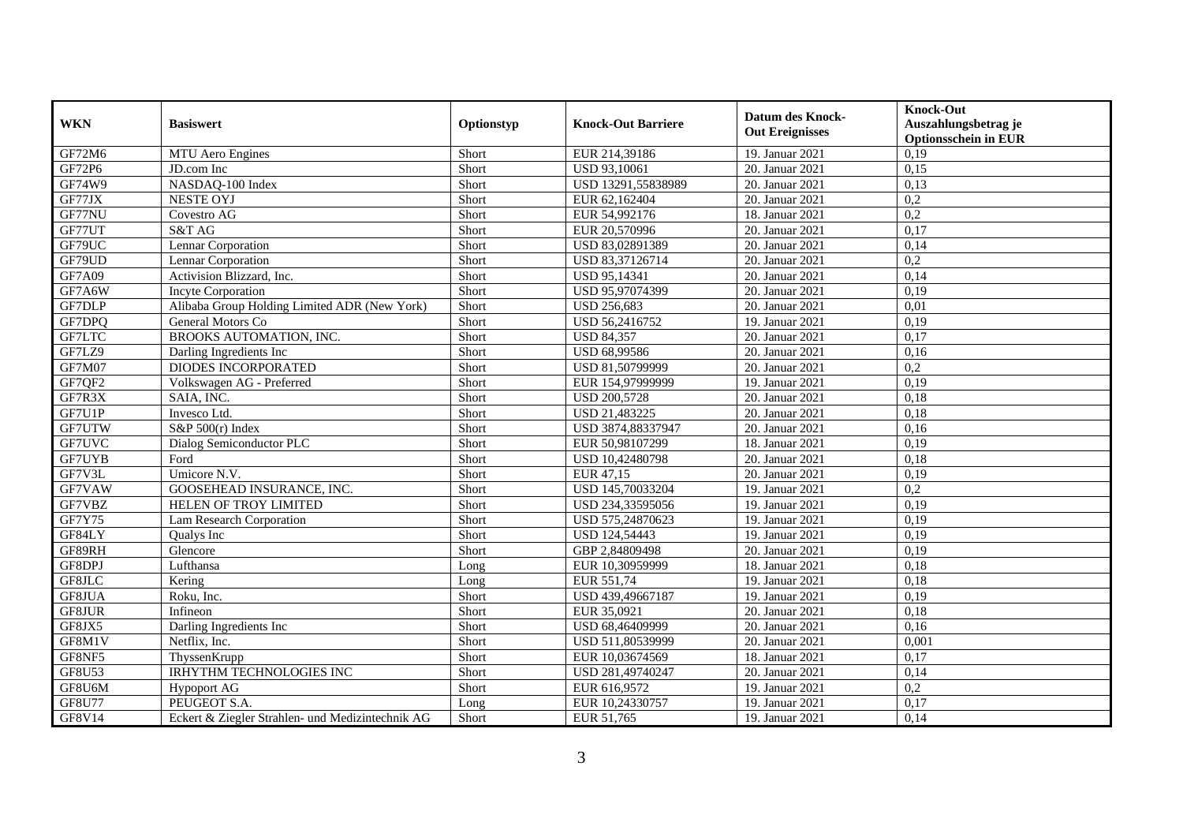| WKN | Basiswert | Optionstyp | Knock-Out Barriere | Datum des Knock-Out Ereignisses | Knock-Out Auszahlungsbetrag je Optionsschein in EUR |
|---|---|---|---|---|---|
| GF72M6 | MTU Aero Engines | Short | EUR 214,39186 | 19. Januar 2021 | 0,19 |
| GF72P6 | JD.com Inc | Short | USD 93,10061 | 20. Januar 2021 | 0,15 |
| GF74W9 | NASDAQ-100 Index | Short | USD 13291,55838989 | 20. Januar 2021 | 0,13 |
| GF77JX | NESTE OYJ | Short | EUR 62,162404 | 20. Januar 2021 | 0,2 |
| GF77NU | Covestro AG | Short | EUR 54,992176 | 18. Januar 2021 | 0,2 |
| GF77UT | S&T AG | Short | EUR 20,570996 | 20. Januar 2021 | 0,17 |
| GF79UC | Lennar Corporation | Short | USD 83,02891389 | 20. Januar 2021 | 0,14 |
| GF79UD | Lennar Corporation | Short | USD 83,37126714 | 20. Januar 2021 | 0,2 |
| GF7A09 | Activision Blizzard, Inc. | Short | USD 95,14341 | 20. Januar 2021 | 0,14 |
| GF7A6W | Incyte Corporation | Short | USD 95,97074399 | 20. Januar 2021 | 0,19 |
| GF7DLP | Alibaba Group Holding Limited ADR (New York) | Short | USD 256,683 | 20. Januar 2021 | 0,01 |
| GF7DPQ | General Motors Co | Short | USD 56,2416752 | 19. Januar 2021 | 0,19 |
| GF7LTC | BROOKS AUTOMATION, INC. | Short | USD 84,357 | 20. Januar 2021 | 0,17 |
| GF7LZ9 | Darling Ingredients Inc | Short | USD 68,99586 | 20. Januar 2021 | 0,16 |
| GF7M07 | DIODES INCORPORATED | Short | USD 81,50799999 | 20. Januar 2021 | 0,2 |
| GF7QF2 | Volkswagen AG - Preferred | Short | EUR 154,97999999 | 19. Januar 2021 | 0,19 |
| GF7R3X | SAIA, INC. | Short | USD 200,5728 | 20. Januar 2021 | 0,18 |
| GF7U1P | Invesco Ltd. | Short | USD 21,483225 | 20. Januar 2021 | 0,18 |
| GF7UTW | S&P 500(r) Index | Short | USD 3874,88337947 | 20. Januar 2021 | 0,16 |
| GF7UVC | Dialog Semiconductor PLC | Short | EUR 50,98107299 | 18. Januar 2021 | 0,19 |
| GF7UYB | Ford | Short | USD 10,42480798 | 20. Januar 2021 | 0,18 |
| GF7V3L | Umicore N.V. | Short | EUR 47,15 | 20. Januar 2021 | 0,19 |
| GF7VAW | GOOSEHEAD INSURANCE, INC. | Short | USD 145,70033204 | 19. Januar 2021 | 0,2 |
| GF7VBZ | HELEN OF TROY LIMITED | Short | USD 234,33595056 | 19. Januar 2021 | 0,19 |
| GF7Y75 | Lam Research Corporation | Short | USD 575,24870623 | 19. Januar 2021 | 0,19 |
| GF84LY | Qualys Inc | Short | USD 124,54443 | 19. Januar 2021 | 0,19 |
| GF89RH | Glencore | Short | GBP 2,84809498 | 20. Januar 2021 | 0,19 |
| GF8DPJ | Lufthansa | Long | EUR 10,30959999 | 18. Januar 2021 | 0,18 |
| GF8JLC | Kering | Long | EUR 551,74 | 19. Januar 2021 | 0,18 |
| GF8JUA | Roku, Inc. | Short | USD 439,49667187 | 19. Januar 2021 | 0,19 |
| GF8JUR | Infineon | Short | EUR 35,0921 | 20. Januar 2021 | 0,18 |
| GF8JX5 | Darling Ingredients Inc | Short | USD 68,46409999 | 20. Januar 2021 | 0,16 |
| GF8M1V | Netflix, Inc. | Short | USD 511,80539999 | 20. Januar 2021 | 0,001 |
| GF8NF5 | ThyssenKrupp | Short | EUR 10,03674569 | 18. Januar 2021 | 0,17 |
| GF8U53 | IRHYTHM TECHNOLOGIES INC | Short | USD 281,49740247 | 20. Januar 2021 | 0,14 |
| GF8U6M | Hypoport AG | Short | EUR 616,9572 | 19. Januar 2021 | 0,2 |
| GF8U77 | PEUGEOT S.A. | Long | EUR 10,24330757 | 19. Januar 2021 | 0,17 |
| GF8V14 | Eckert & Ziegler Strahlen- und Medizintechnik AG | Short | EUR 51,765 | 19. Januar 2021 | 0,14 |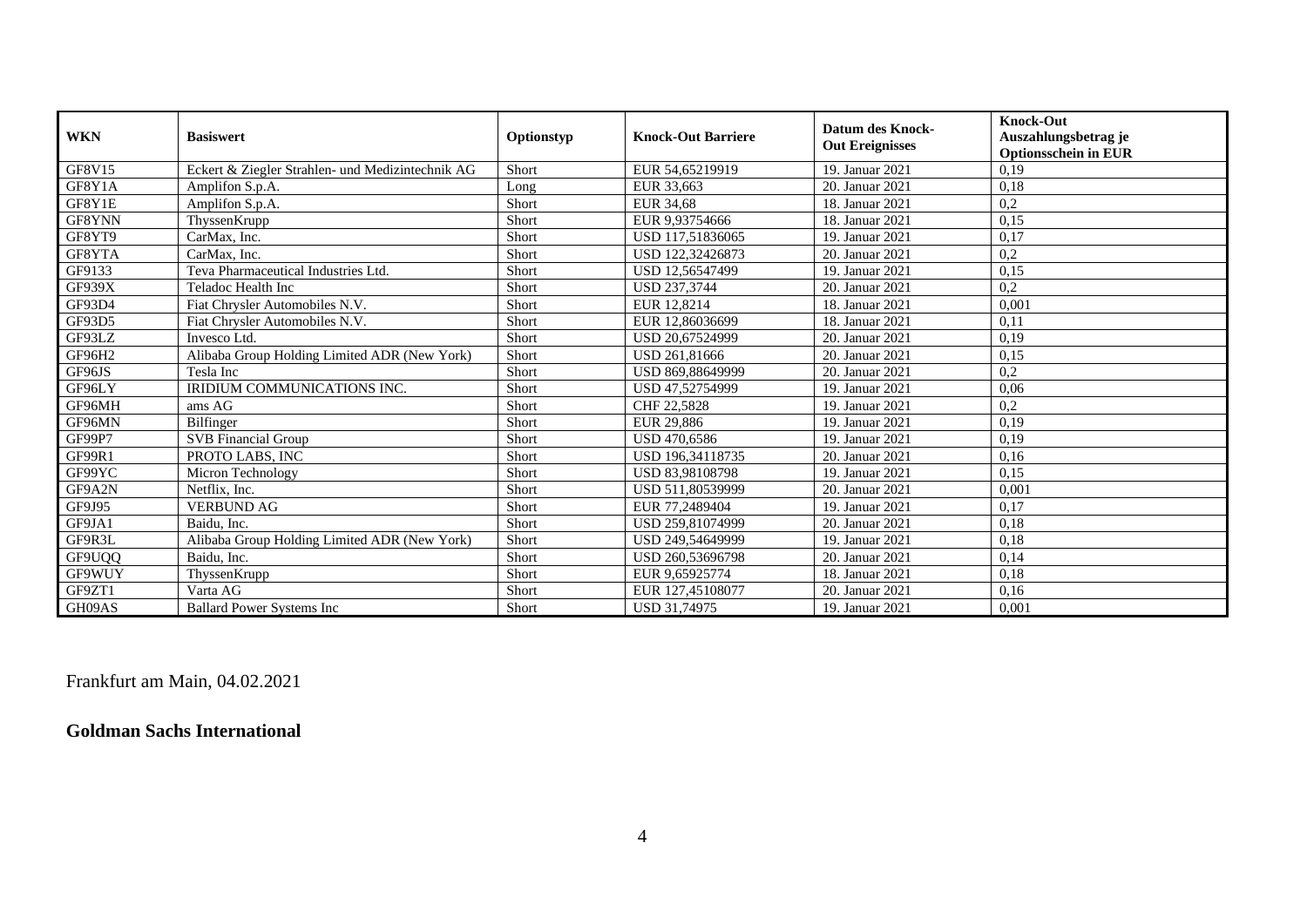| WKN | Basiswert | Optionstyp | Knock-Out Barriere | Datum des Knock-Out Ereignisses | Knock-Out Auszahlungsbetrag je Optionsschein in EUR |
|---|---|---|---|---|---|
| GF8V15 | Eckert & Ziegler Strahlen- und Medizintechnik AG | Short | EUR 54,65219919 | 19. Januar 2021 | 0,19 |
| GF8Y1A | Amplifon S.p.A. | Long | EUR 33,663 | 20. Januar 2021 | 0,18 |
| GF8Y1E | Amplifon S.p.A. | Short | EUR 34,68 | 18. Januar 2021 | 0,2 |
| GF8YNN | ThyssenKrupp | Short | EUR 9,93754666 | 18. Januar 2021 | 0,15 |
| GF8YT9 | CarMax, Inc. | Short | USD 117,51836065 | 19. Januar 2021 | 0,17 |
| GF8YTA | CarMax, Inc. | Short | USD 122,32426873 | 20. Januar 2021 | 0,2 |
| GF9133 | Teva Pharmaceutical Industries Ltd. | Short | USD 12,56547499 | 19. Januar 2021 | 0,15 |
| GF939X | Teladoc Health Inc | Short | USD 237,3744 | 20. Januar 2021 | 0,2 |
| GF93D4 | Fiat Chrysler Automobiles N.V. | Short | EUR 12,8214 | 18. Januar 2021 | 0,001 |
| GF93D5 | Fiat Chrysler Automobiles N.V. | Short | EUR 12,86036699 | 18. Januar 2021 | 0,11 |
| GF93LZ | Invesco Ltd. | Short | USD 20,67524999 | 20. Januar 2021 | 0,19 |
| GF96H2 | Alibaba Group Holding Limited ADR (New York) | Short | USD 261,81666 | 20. Januar 2021 | 0,15 |
| GF96JS | Tesla Inc | Short | USD 869,88649999 | 20. Januar 2021 | 0,2 |
| GF96LY | IRIDIUM COMMUNICATIONS INC. | Short | USD 47,52754999 | 19. Januar 2021 | 0,06 |
| GF96MH | ams AG | Short | CHF 22,5828 | 19. Januar 2021 | 0,2 |
| GF96MN | Bilfinger | Short | EUR 29,886 | 19. Januar 2021 | 0,19 |
| GF99P7 | SVB Financial Group | Short | USD 470,6586 | 19. Januar 2021 | 0,19 |
| GF99R1 | PROTO LABS, INC | Short | USD 196,34118735 | 20. Januar 2021 | 0,16 |
| GF99YC | Micron Technology | Short | USD 83,98108798 | 19. Januar 2021 | 0,15 |
| GF9A2N | Netflix, Inc. | Short | USD 511,80539999 | 20. Januar 2021 | 0,001 |
| GF9J95 | VERBUND AG | Short | EUR 77,2489404 | 19. Januar 2021 | 0,17 |
| GF9JA1 | Baidu, Inc. | Short | USD 259,81074999 | 20. Januar 2021 | 0,18 |
| GF9R3L | Alibaba Group Holding Limited ADR (New York) | Short | USD 249,54649999 | 19. Januar 2021 | 0,18 |
| GF9UQQ | Baidu, Inc. | Short | USD 260,53696798 | 20. Januar 2021 | 0,14 |
| GF9WUY | ThyssenKrupp | Short | EUR 9,65925774 | 18. Januar 2021 | 0,18 |
| GF9ZT1 | Varta AG | Short | EUR 127,45108077 | 20. Januar 2021 | 0,16 |
| GH09AS | Ballard Power Systems Inc | Short | USD 31,74975 | 19. Januar 2021 | 0,001 |

Frankfurt am Main, 04.02.2021

**Goldman Sachs International**